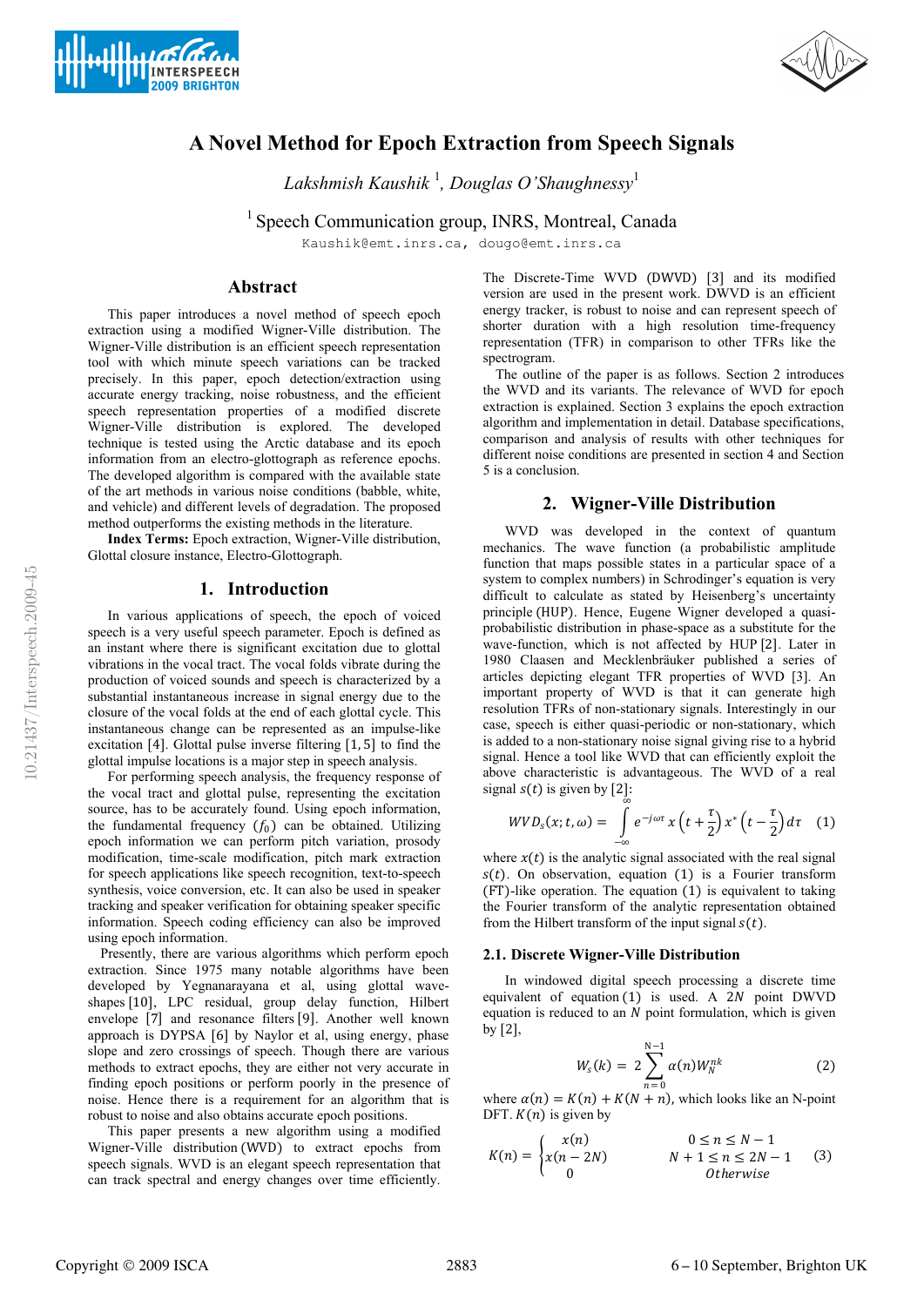# A Novel Method for Epoch Extraction from Speech Signals

*Lakshmish Kaushik* [1], *Douglas O'Shaughnessy*[1]

[1] Speech Communication group, INRS, Montreal, Canada

Kaushik@emt.inrs.ca, dougo@emt.inrs.ca

## Abstract

This paper introduces a novel method of speech epoch extraction using a modified Wigner-Ville distribution. The Wigner-Ville distribution is an efficient speech representation tool with which minute speech variations can be tracked precisely. In this paper, epoch detection/extraction using accurate energy tracking, noise robustness, and the efficient speech representation properties of a modified discrete Wigner-Ville distribution is explored. The developed technique is tested using the Arctic database and its epoch information from an electro-glottograph as reference epochs. The developed algorithm is compared with the available state of the art methods in various noise conditions (babble, white, and vehicle) and different levels of degradation. The proposed method outperforms the existing methods in the literature.

**Index Terms:** Epoch extraction, Wigner-Ville distribution, Glottal closure instance, Electro-Glottograph.

## 1. Introduction

In various applications of speech, the epoch of voiced speech is a very useful speech parameter. Epoch is defined as an instant where there is significant excitation due to glottal vibrations in the vocal tract. The vocal folds vibrate during the production of voiced sounds and speech is characterized by a substantial instantaneous increase in signal energy due to the closure of the vocal folds at the end of each glottal cycle. This instantaneous change can be represented as an impulse-like excitation [4]. Glottal pulse inverse filtering [1, 5] to find the glottal impulse locations is a major step in speech analysis.

For performing speech analysis, the frequency response of the vocal tract and glottal pulse, representing the excitation source, has to be accurately found. Using epoch information, the fundamental frequency ($f_0$) can be obtained. Utilizing epoch information we can perform pitch variation, prosody modification, time-scale modification, pitch mark extraction for speech applications like speech recognition, text-to-speech synthesis, voice conversion, etc. It can also be used in speaker tracking and speaker verification for obtaining speaker specific information. Speech coding efficiency can also be improved using epoch information.

Presently, there are various algorithms which perform epoch extraction. Since 1975 many notable algorithms have been developed by Yegnanarayana et al, using glottal wave-shapes [10], LPC residual, group delay function, Hilbert envelope [7] and resonance filters [9]. Another well known approach is DYPSA [6] by Naylor et al, using energy, phase slope and zero crossings of speech. Though there are various methods to extract epochs, they are either not very accurate in finding epoch positions or perform poorly in the presence of noise. Hence there is a requirement for an algorithm that is robust to noise and also obtains accurate epoch positions.

This paper presents a new algorithm using a modified Wigner-Ville distribution (WVD) to extract epochs from speech signals. WVD is an elegant speech representation that can track spectral and energy changes over time efficiently. The Discrete-Time WVD (DWVD) [3] and its modified version are used in the present work. DWVD is an efficient energy tracker, is robust to noise and can represent speech of shorter duration with a high resolution time-frequency representation (TFR) in comparison to other TFRs like the spectrogram.

The outline of the paper is as follows. Section 2 introduces the WVD and its variants. The relevance of WVD for epoch extraction is explained. Section 3 explains the epoch extraction algorithm and implementation in detail. Database specifications, comparison and analysis of results with other techniques for different noise conditions are presented in section 4 and Section 5 is a conclusion.

## 2. Wigner-Ville Distribution

WVD was developed in the context of quantum mechanics. The wave function (a probabilistic amplitude function that maps possible states in a particular space of a system to complex numbers) in Schrodinger's equation is very difficult to calculate as stated by Heisenberg's uncertainty principle (HUP). Hence, Eugene Wigner developed a quasi-probabilistic distribution in phase-space as a substitute for the wave-function, which is not affected by HUP [2]. Later in 1980 Claasen and Mecklenbräuker published a series of articles depicting elegant TFR properties of WVD [3]. An important property of WVD is that it can generate high resolution TFRs of non-stationary signals. Interestingly in our case, speech is either quasi-periodic or non-stationary, which is added to a non-stationary noise signal giving rise to a hybrid signal. Hence a tool like WVD that can efficiently exploit the above characteristic is advantageous. The WVD of a real signal $s(t)$ is given by [2]:

$$WVD_s(x;t,\omega) = \int_{-\infty}^{\infty} e^{-j\omega\tau}\, x\left(t+\frac{\tau}{2}\right) x^*\left(t-\frac{\tau}{2}\right) d\tau \quad (1)$$

where $x(t)$ is the analytic signal associated with the real signal $s(t)$. On observation, equation (1) is a Fourier transform (FT)-like operation. The equation (1) is equivalent to taking the Fourier transform of the analytic representation obtained from the Hilbert transform of the input signal $s(t)$.

### 2.1. Discrete Wigner-Ville Distribution

In windowed digital speech processing a discrete time equivalent of equation (1) is used. A $2N$ point DWVD equation is reduced to an $N$ point formulation, which is given by [2],

$$W_s(k) = 2\sum_{n=0}^{N-1} \alpha(n) W_N^{nk} \quad (2)$$

where $\alpha(n) = K(n) + K(N+n)$, which looks like an N-point DFT. $K(n)$ is given by

$$K(n) = \begin{cases} x(n) & 0 \le n \le N-1 \\ x(n-2N) & N+1 \le n \le 2N-1 \\ 0 & Otherwise \end{cases} \quad (3)$$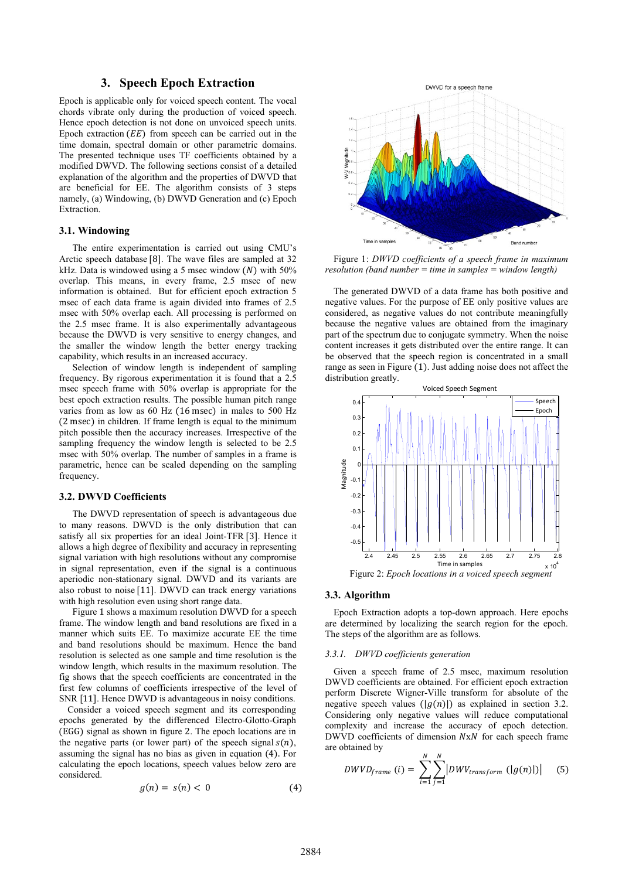## 3. Speech Epoch Extraction

Epoch is applicable only for voiced speech content. The vocal chords vibrate only during the production of voiced speech. Hence epoch detection is not done on unvoiced speech units. Epoch extraction ($EE$) from speech can be carried out in the time domain, spectral domain or other parametric domains. The presented technique uses TF coefficients obtained by a modified DWVD. The following sections consist of a detailed explanation of the algorithm and the properties of DWVD that are beneficial for EE. The algorithm consists of 3 steps namely, (a) Windowing, (b) DWVD Generation and (c) Epoch Extraction.

### 3.1. Windowing

The entire experimentation is carried out using CMU's Arctic speech database [8]. The wave files are sampled at 32 kHz. Data is windowed using a 5 msec window ($N$) with 50% overlap. This means, in every frame, 2.5 msec of new information is obtained. But for efficient epoch extraction 5 msec of each data frame is again divided into frames of 2.5 msec with 50% overlap each. All processing is performed on the 2.5 msec frame. It is also experimentally advantageous because the DWVD is very sensitive to energy changes, and the smaller the window length the better energy tracking capability, which results in an increased accuracy.

Selection of window length is independent of sampling frequency. By rigorous experimentation it is found that a 2.5 msec speech frame with 50% overlap is appropriate for the best epoch extraction results. The possible human pitch range varies from as low as 60 Hz (16 msec) in males to 500 Hz (2 msec) in children. If frame length is equal to the minimum pitch possible then the accuracy increases. Irrespective of the sampling frequency the window length is selected to be 2.5 msec with 50% overlap. The number of samples in a frame is parametric, hence can be scaled depending on the sampling frequency.

### 3.2. DWVD Coefficients

The DWVD representation of speech is advantageous due to many reasons. DWVD is the only distribution that can satisfy all six properties for an ideal Joint-TFR [3]. Hence it allows a high degree of flexibility and accuracy in representing signal variation with high resolutions without any compromise in signal representation, even if the signal is a continuous aperiodic non-stationary signal. DWVD and its variants are also robust to noise [11]. DWVD can track energy variations with high resolution even using short range data.

Figure 1 shows a maximum resolution DWVD for a speech frame. The window length and band resolutions are fixed in a manner which suits EE. To maximize accurate EE the time and band resolutions should be maximum. Hence the band resolution is selected as one sample and time resolution is the window length, which results in the maximum resolution. The fig shows that the speech coefficients are concentrated in the first few columns of coefficients irrespective of the level of SNR [11]. Hence DWVD is advantageous in noisy conditions.

Consider a voiced speech segment and its corresponding epochs generated by the differenced Electro-Glotto-Graph (EGG) signal as shown in figure 2. The epoch locations are in the negative parts (or lower part) of the speech signal $s(n)$, assuming the signal has no bias as given in equation (4). For calculating the epoch locations, speech values below zero are considered.

$$g(n) = s(n) < 0 \qquad (4)$$

Figure 1: *DWVD coefficients of a speech frame in maximum resolution (band number = time in samples = window length)*

The generated DWVD of a data frame has both positive and negative values. For the purpose of EE only positive values are considered, as negative values do not contribute meaningfully because the negative values are obtained from the imaginary part of the spectrum due to conjugate symmetry. When the noise content increases it gets distributed over the entire range. It can be observed that the speech region is concentrated in a small range as seen in Figure (1). Just adding noise does not affect the distribution greatly.

Figure 2: *Epoch locations in a voiced speech segment*

### 3.3. Algorithm

Epoch Extraction adopts a top-down approach. Here epochs are determined by localizing the search region for the epoch. The steps of the algorithm are as follows.

#### 3.3.1. DWVD coefficients generation

Given a speech frame of 2.5 msec, maximum resolution DWVD coefficients are obtained. For efficient epoch extraction perform Discrete Wigner-Ville transform for absolute of the negative speech values ($|g(n)|$) as explained in section 3.2. Considering only negative values will reduce computational complexity and increase the accuracy of epoch detection. DWVD coefficients of dimension $N$x$N$ for each speech frame are obtained by

$$DWVD_{frame}\,(i) = \sum_{i=1}^{N}\sum_{j=1}^{N}\left|DWV_{transform}\,(|g(n)|)\right| \qquad (5)$$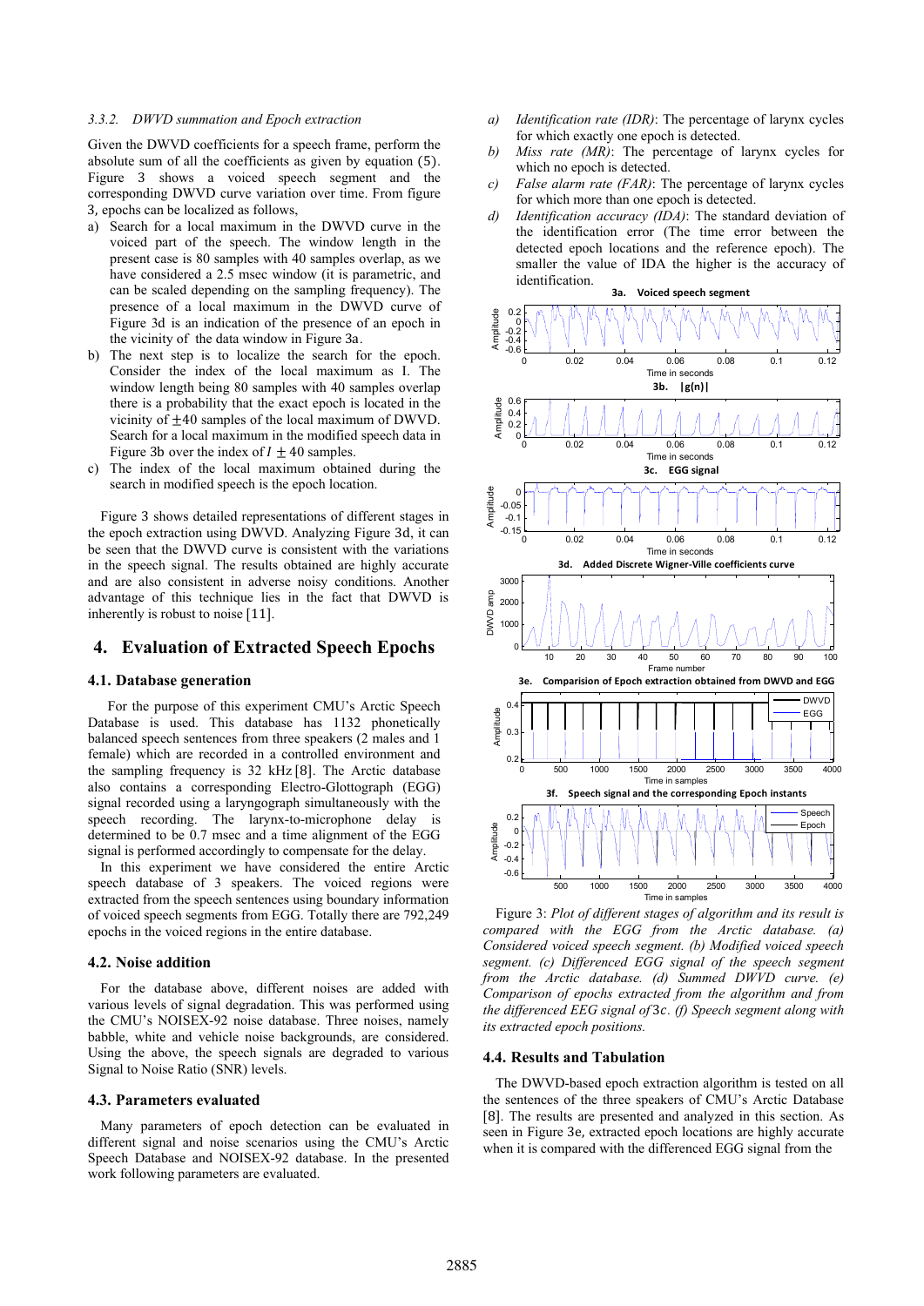#### 3.3.2. DWVD summation and Epoch extraction

Given the DWVD coefficients for a speech frame, perform the absolute sum of all the coefficients as given by equation (5). Figure 3 shows a voiced speech segment and the corresponding DWVD curve variation over time. From figure 3, epochs can be localized as follows,

a) Search for a local maximum in the DWVD curve in the voiced part of the speech. The window length in the present case is 80 samples with 40 samples overlap, as we have considered a 2.5 msec window (it is parametric, and can be scaled depending on the sampling frequency). The presence of a local maximum in the DWVD curve of Figure 3d is an indication of the presence of an epoch in the vicinity of the data window in Figure 3a.
b) The next step is to localize the search for the epoch. Consider the index of the local maximum as I. The window length being 80 samples with 40 samples overlap there is a probability that the exact epoch is located in the vicinity of $\pm 40$ samples of the local maximum of DWVD. Search for a local maximum in the modified speech data in Figure 3b over the index of $I \pm 40$ samples.
c) The index of the local maximum obtained during the search in modified speech is the epoch location.

Figure 3 shows detailed representations of different stages in the epoch extraction using DWVD. Analyzing Figure 3d, it can be seen that the DWVD curve is consistent with the variations in the speech signal. The results obtained are highly accurate and are also consistent in adverse noisy conditions. Another advantage of this technique lies in the fact that DWVD is inherently is robust to noise [11].

## 4. Evaluation of Extracted Speech Epochs

### 4.1. Database generation

For the purpose of this experiment CMU's Arctic Speech Database is used. This database has 1132 phonetically balanced speech sentences from three speakers (2 males and 1 female) which are recorded in a controlled environment and the sampling frequency is 32 kHz [8]. The Arctic database also contains a corresponding Electro-Glottograph (EGG) signal recorded using a laryngograph simultaneously with the speech recording. The larynx-to-microphone delay is determined to be 0.7 msec and a time alignment of the EGG signal is performed accordingly to compensate for the delay.

In this experiment we have considered the entire Arctic speech database of 3 speakers. The voiced regions were extracted from the speech sentences using boundary information of voiced speech segments from EGG. Totally there are 792,249 epochs in the voiced regions in the entire database.

### 4.2. Noise addition

For the database above, different noises are added with various levels of signal degradation. This was performed using the CMU's NOISEX-92 noise database. Three noises, namely babble, white and vehicle noise backgrounds, are considered. Using the above, the speech signals are degraded to various Signal to Noise Ratio (SNR) levels.

### 4.3. Parameters evaluated

Many parameters of epoch detection can be evaluated in different signal and noise scenarios using the CMU's Arctic Speech Database and NOISEX-92 database. In the presented work following parameters are evaluated.

a) *Identification rate (IDR)*: The percentage of larynx cycles for which exactly one epoch is detected.
b) *Miss rate (MR)*: The percentage of larynx cycles for which no epoch is detected.
c) *False alarm rate (FAR)*: The percentage of larynx cycles for which more than one epoch is detected.
d) *Identification accuracy (IDA)*: The standard deviation of the identification error (The time error between the detected epoch locations and the reference epoch). The smaller the value of IDA the higher is the accuracy of identification.

Figure 3: *Plot of different stages of algorithm and its result is compared with the EGG from the Arctic database. (a) Considered voiced speech segment. (b) Modified voiced speech segment. (c) Differenced EGG signal of the speech segment from the Arctic database. (d) Summed DWVD curve. (e) Comparison of epochs extracted from the algorithm and from the differenced EEG signal of 3c. (f) Speech segment along with its extracted epoch positions.*

### 4.4. Results and Tabulation

The DWVD-based epoch extraction algorithm is tested on all the sentences of the three speakers of CMU's Arctic Database [8]. The results are presented and analyzed in this section. As seen in Figure 3e, extracted epoch locations are highly accurate when it is compared with the differenced EGG signal from the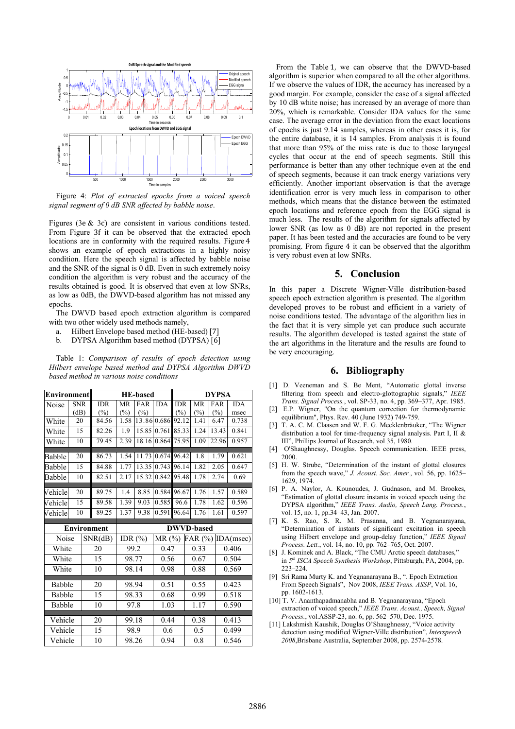0 dB Speech signal and the Modified speech

Original speech
Modified speech
EGG signal

Amplitude

Time in seconds

Epoch locations from DWVD and EGG signal

Epoch DWVD
Epoch EGG

Amplitude

Time in samples

Figure 4: *Plot of extracted epochs from a voiced speech signal segment of 0 dB SNR affected by babble noise*.

Figures (3e & 3c) are consistent in various conditions tested. From Figure 3f it can be observed that the extracted epoch locations are in conformity with the required results. Figure 4 shows an example of epoch extractions in a highly noisy condition. Here the speech signal is affected by babble noise and the SNR of the signal is 0 dB. Even in such extremely noisy condition the algorithm is very robust and the accuracy of the results obtained is good. It is observed that even at low SNRs, as low as 0dB, the DWVD-based algorithm has not missed any epochs.

The DWVD based epoch extraction algorithm is compared with two other widely used methods namely,

a. Hilbert Envelope based method (HE-based) [7]
b. DYPSA Algorithm based method (DYPSA) [6]

Table 1: *Comparison of results of epoch detection using Hilbert envelope based method and DYPSA Algorithm DWVD based method in various noise conditions*

| Environment | | HE-based | | | | DYPSA | | | |
|---|---|---|---|---|---|---|---|---|---|
| Noise | SNR (dB) | IDR (%) | MR (%) | FAR (%) | IDA | IDR (%) | MR (%) | FAR (%) | IDA msec |
| White | 20 | 84.56 | 1.58 | 13.86 | 0.686 | 92.12 | 1.41 | 6.47 | 0.738 |
| White | 15 | 82.26 | 1.9 | 15.85 | 0.761 | 85.33 | 1.24 | 13.43 | 0.841 |
| White | 10 | 79.45 | 2.39 | 18.16 | 0.864 | 75.95 | 1.09 | 22.96 | 0.957 |
| Babble | 20 | 86.73 | 1.54 | 11.73 | 0.674 | 96.42 | 1.8 | 1.79 | 0.621 |
| Babble | 15 | 84.88 | 1.77 | 13.35 | 0.743 | 96.14 | 1.82 | 2.05 | 0.647 |
| Babble | 10 | 82.51 | 2.17 | 15.32 | 0.842 | 95.48 | 1.78 | 2.74 | 0.69 |
| Vehicle | 20 | 89.75 | 1.4 | 8.85 | 0.584 | 96.67 | 1.76 | 1.57 | 0.589 |
| Vehicle | 15 | 89.58 | 1.39 | 9.03 | 0.585 | 96.6 | 1.78 | 1.62 | 0.596 |
| Vehicle | 10 | 89.25 | 1.37 | 9.38 | 0.591 | 96.64 | 1.76 | 1.61 | 0.597 |

| Environment | | DWVD-based | | | |
|---|---|---|---|---|---|
| Noise | SNR(dB) | IDR (%) | MR (%) | FAR (%) | IDA(msec) |
| White | 20 | 99.2 | 0.47 | 0.33 | 0.406 |
| White | 15 | 98.77 | 0.56 | 0.67 | 0.504 |
| White | 10 | 98.14 | 0.98 | 0.88 | 0.569 |
| Babble | 20 | 98.94 | 0.51 | 0.55 | 0.423 |
| Babble | 15 | 98.33 | 0.68 | 0.99 | 0.518 |
| Babble | 10 | 97.8 | 1.03 | 1.17 | 0.590 |
| Vehicle | 20 | 99.18 | 0.44 | 0.38 | 0.413 |
| Vehicle | 15 | 98.9 | 0.6 | 0.5 | 0.499 |
| Vehicle | 10 | 98.26 | 0.94 | 0.8 | 0.546 |

From the Table 1, we can observe that the DWVD-based algorithm is superior when compared to all the other algorithms. If we observe the values of IDR, the accuracy has increased by a good margin. For example, consider the case of a signal affected by 10 dB white noise; has increased by an average of more than 20%, which is remarkable. Consider IDA values for the same case. The average error in the deviation from the exact locations of epochs is just 9.14 samples, whereas in other cases it is, for the entire database, it is 14 samples. From analysis it is found that more than 95% of the miss rate is due to those laryngeal cycles that occur at the end of speech segments. Still this performance is better than any other technique even at the end of speech segments, because it can track energy variations very efficiently. Another important observation is that the average identification error is very much less in comparison to other methods, which means that the distance between the estimated epoch locations and reference epoch from the EGG signal is much less. The results of the algorithm for signals affected by lower SNR (as low as 0 dB) are not reported in the present paper. It has been tested and the accuracies are found to be very promising. From figure 4 it can be observed that the algorithm is very robust even at low SNRs.

## 5. Conclusion

In this paper a Discrete Wigner-Ville distribution-based speech epoch extraction algorithm is presented. The algorithm developed proves to be robust and efficient in a variety of noise conditions tested. The advantage of the algorithm lies in the fact that it is very simple yet can produce such accurate results. The algorithm developed is tested against the state of the art algorithms in the literature and the results are found to be very encouraging.

## 6. Bibliography

[1] D. Veeneman and S. Be Ment, "Automatic glottal inverse filtering from speech and electro-glottographic signals," *IEEE Trans. Signal Process.*, vol. SP-33, no. 4, pp. 369–377, Apr. 1985.

[2] E.P. Wigner, "On the quantum correction for thermodynamic equilibrium", Phys. Rev. 40 (June 1932) 749-759.

[3] T. A. C. M. Claasen and W. F. G. Mecklenbräuker, "The Wigner distribution a tool for time-frequency signal analysis. Part I, II & III", Phillips Journal of Research, vol 35, 1980.

[4] O'Shaughnessy, Douglas. Speech communication. IEEE press, 2000.

[5] H. W. Strube, "Determination of the instant of glottal closures from the speech wave," *J. Acoust. Soc. Amer.*, vol. 56, pp. 1625–1629, 1974.

[6] P. A. Naylor, A. Kounoudes, J. Gudnason, and M. Brookes, "Estimation of glottal closure instants in voiced speech using the DYPSA algorithm," *IEEE Trans. Audio, Speech Lang. Process.*, vol. 15, no. 1, pp.34–43, Jan. 2007.

[7] K. S. Rao, S. R. M. Prasanna, and B. Yegnanarayana, "Determination of instants of significant excitation in speech using Hilbert envelope and group-delay function," *IEEE Signal Process. Lett.*, vol. 14, no. 10, pp. 762–765, Oct. 2007.

[8] J. Kominek and A. Black, "The CMU Arctic speech databases," in *5th ISCA Speech Synthesis Workshop*, Pittsburgh, PA, 2004, pp. 223–224.

[9] Sri Rama Murty K. and Yegnanarayana B., ". Epoch Extraction From Speech Signals", Nov 2008, *IEEE Trans. ASSP*, Vol. 16, pp. 1602-1613.

[10] T. V. Ananthapadmanabha and B. Yegnanarayana, "Epoch extraction of voiced speech," *IEEE Trans. Acoust., Speech, Signal Process.*, vol.ASSP-23, no. 6, pp. 562–570, Dec. 1975.

[11] Lakshmish Kaushik, Douglas O'Shaughnessy, "Voice activity detection using modified Wigner-Ville distribution", *Interspeech 2008*,Brisbane Australia, September 2008, pp. 2574-2578.